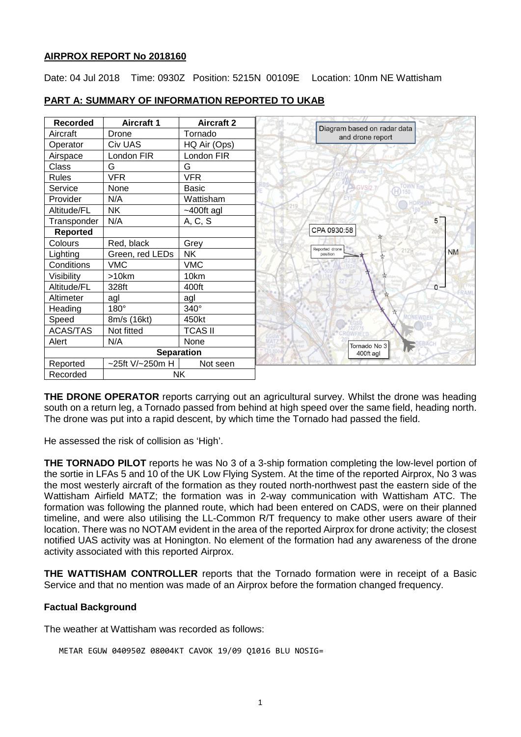**AIRPROX REPORT No 2018160**

Date: 04 Jul 2018 Time: 0930Z Position: 5215N 00109E Location: 10nm NE Wattisham

**PART A: SUMMARY OF INFORMATION REPORTED TO UKAB**

| Recorded | Aircraft 1 | Aircraft 2 |
|---|---|---|
| Aircraft | Drone | Tornado |
| Operator | Civ UAS | HQ Air (Ops) |
| Airspace | London FIR | London FIR |
| Class | G | G |
| Rules | VFR | VFR |
| Service | None | Basic |
| Provider | N/A | Wattisham |
| Altitude/FL | NK | ~400ft agl |
| Transponder | N/A | A, C, S |
| **Reported** | | |
| Colours | Red, black | Grey |
| Lighting | Green, red LEDs | NK |
| Conditions | VMC | VMC |
| Visibility | >10km | 10km |
| Altitude/FL | 328ft | 400ft |
| Altimeter | agl | agl |
| Heading | 180° | 340° |
| Speed | 8m/s (16kt) | 450kt |
| ACAS/TAS | Not fitted | TCAS II |
| Alert | N/A | None |
| **Separation** | | |
| Reported | ~25ft V/~250m H | Not seen |
| Recorded | NK | |

Diagram based on radar data and drone report

CPA 0930:58

Reported drone position

Tornado No 3 400ft agl

**THE DRONE OPERATOR** reports carrying out an agricultural survey. Whilst the drone was heading south on a return leg, a Tornado passed from behind at high speed over the same field, heading north. The drone was put into a rapid descent, by which time the Tornado had passed the field.

He assessed the risk of collision as 'High'.

**THE TORNADO PILOT** reports he was No 3 of a 3-ship formation completing the low-level portion of the sortie in LFAs 5 and 10 of the UK Low Flying System. At the time of the reported Airprox, No 3 was the most westerly aircraft of the formation as they routed north-northwest past the eastern side of the Wattisham Airfield MATZ; the formation was in 2-way communication with Wattisham ATC. The formation was following the planned route, which had been entered on CADS, were on their planned timeline, and were also utilising the LL-Common R/T frequency to make other users aware of their location. There was no NOTAM evident in the area of the reported Airprox for drone activity; the closest notified UAS activity was at Honington. No element of the formation had any awareness of the drone activity associated with this reported Airprox.

**THE WATTISHAM CONTROLLER** reports that the Tornado formation were in receipt of a Basic Service and that no mention was made of an Airprox before the formation changed frequency.

**Factual Background**

The weather at Wattisham was recorded as follows:

```
METAR EGUW 040950Z 08004KT CAVOK 19/09 Q1016 BLU NOSIG=
```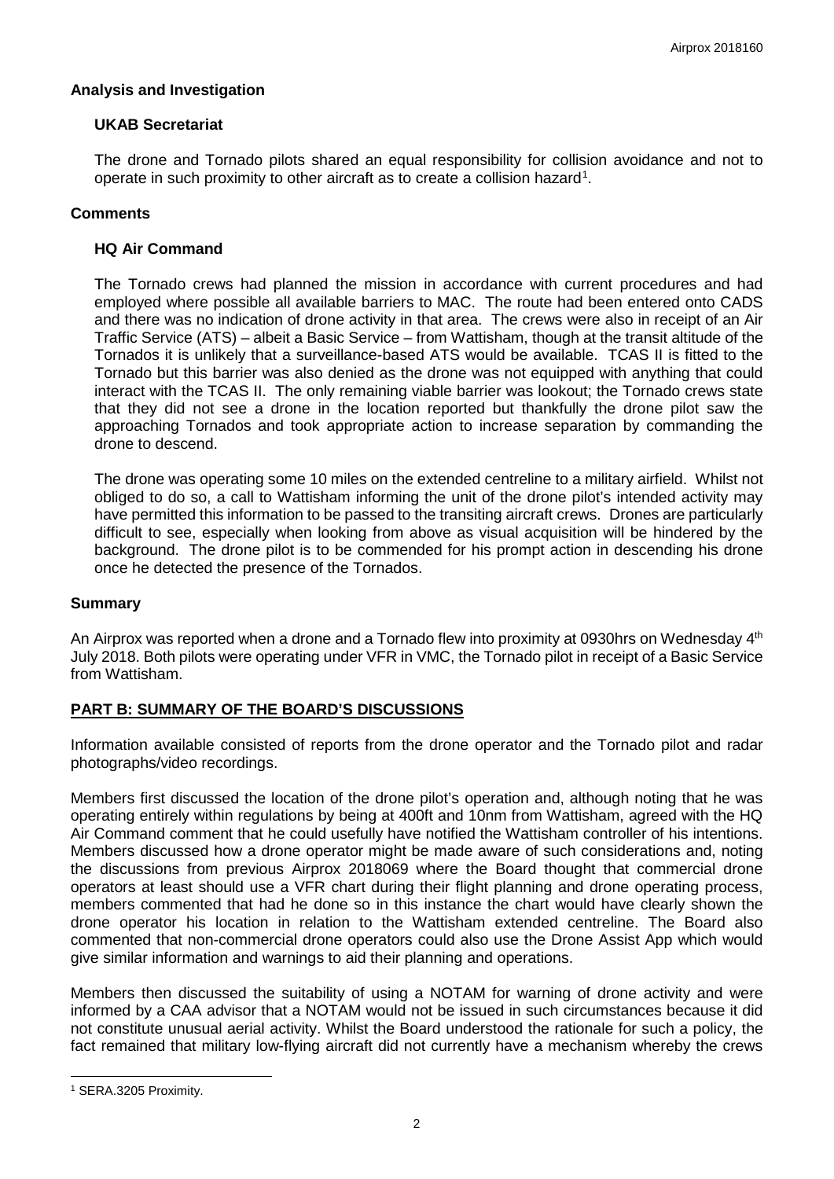### Analysis and Investigation

#### UKAB Secretariat

The drone and Tornado pilots shared an equal responsibility for collision avoidance and not to operate in such proximity to other aircraft as to create a collision hazard[1].

### Comments

#### HQ Air Command

The Tornado crews had planned the mission in accordance with current procedures and had employed where possible all available barriers to MAC. The route had been entered onto CADS and there was no indication of drone activity in that area. The crews were also in receipt of an Air Traffic Service (ATS) – albeit a Basic Service – from Wattisham, though at the transit altitude of the Tornados it is unlikely that a surveillance-based ATS would be available. TCAS II is fitted to the Tornado but this barrier was also denied as the drone was not equipped with anything that could interact with the TCAS II. The only remaining viable barrier was lookout; the Tornado crews state that they did not see a drone in the location reported but thankfully the drone pilot saw the approaching Tornados and took appropriate action to increase separation by commanding the drone to descend.

The drone was operating some 10 miles on the extended centreline to a military airfield. Whilst not obliged to do so, a call to Wattisham informing the unit of the drone pilot's intended activity may have permitted this information to be passed to the transiting aircraft crews. Drones are particularly difficult to see, especially when looking from above as visual acquisition will be hindered by the background. The drone pilot is to be commended for his prompt action in descending his drone once he detected the presence of the Tornados.

### Summary

An Airprox was reported when a drone and a Tornado flew into proximity at 0930hrs on Wednesday 4th July 2018. Both pilots were operating under VFR in VMC, the Tornado pilot in receipt of a Basic Service from Wattisham.

## PART B: SUMMARY OF THE BOARD'S DISCUSSIONS

Information available consisted of reports from the drone operator and the Tornado pilot and radar photographs/video recordings.

Members first discussed the location of the drone pilot's operation and, although noting that he was operating entirely within regulations by being at 400ft and 10nm from Wattisham, agreed with the HQ Air Command comment that he could usefully have notified the Wattisham controller of his intentions. Members discussed how a drone operator might be made aware of such considerations and, noting the discussions from previous Airprox 2018069 where the Board thought that commercial drone operators at least should use a VFR chart during their flight planning and drone operating process, members commented that had he done so in this instance the chart would have clearly shown the drone operator his location in relation to the Wattisham extended centreline. The Board also commented that non-commercial drone operators could also use the Drone Assist App which would give similar information and warnings to aid their planning and operations.

Members then discussed the suitability of using a NOTAM for warning of drone activity and were informed by a CAA advisor that a NOTAM would not be issued in such circumstances because it did not constitute unusual aerial activity. Whilst the Board understood the rationale for such a policy, the fact remained that military low-flying aircraft did not currently have a mechanism whereby the crews

[1] SERA.3205 Proximity.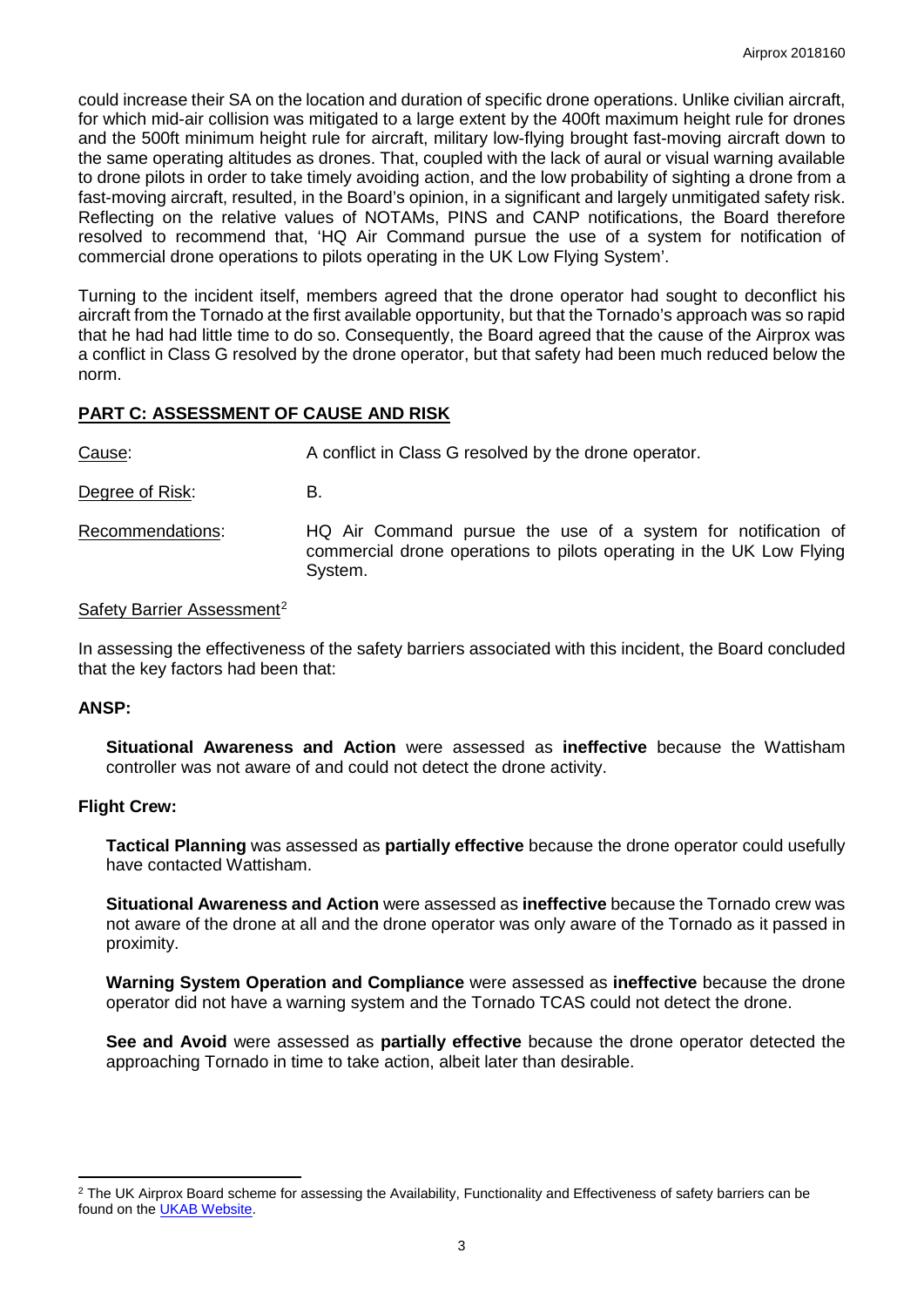could increase their SA on the location and duration of specific drone operations. Unlike civilian aircraft, for which mid-air collision was mitigated to a large extent by the 400ft maximum height rule for drones and the 500ft minimum height rule for aircraft, military low-flying brought fast-moving aircraft down to the same operating altitudes as drones. That, coupled with the lack of aural or visual warning available to drone pilots in order to take timely avoiding action, and the low probability of sighting a drone from a fast-moving aircraft, resulted, in the Board's opinion, in a significant and largely unmitigated safety risk. Reflecting on the relative values of NOTAMs, PINS and CANP notifications, the Board therefore resolved to recommend that, 'HQ Air Command pursue the use of a system for notification of commercial drone operations to pilots operating in the UK Low Flying System'.

Turning to the incident itself, members agreed that the drone operator had sought to deconflict his aircraft from the Tornado at the first available opportunity, but that the Tornado's approach was so rapid that he had had little time to do so. Consequently, the Board agreed that the cause of the Airprox was a conflict in Class G resolved by the drone operator, but that safety had been much reduced below the norm.

## PART C: ASSESSMENT OF CAUSE AND RISK

Cause: A conflict in Class G resolved by the drone operator.

Degree of Risk: B.

Recommendations: HQ Air Command pursue the use of a system for notification of commercial drone operations to pilots operating in the UK Low Flying System.

Safety Barrier Assessment[2]

In assessing the effectiveness of the safety barriers associated with this incident, the Board concluded that the key factors had been that:

### ANSP:

**Situational Awareness and Action** were assessed as **ineffective** because the Wattisham controller was not aware of and could not detect the drone activity.

### Flight Crew:

**Tactical Planning** was assessed as **partially effective** because the drone operator could usefully have contacted Wattisham.

**Situational Awareness and Action** were assessed as **ineffective** because the Tornado crew was not aware of the drone at all and the drone operator was only aware of the Tornado as it passed in proximity.

**Warning System Operation and Compliance** were assessed as **ineffective** because the drone operator did not have a warning system and the Tornado TCAS could not detect the drone.

**See and Avoid** were assessed as **partially effective** because the drone operator detected the approaching Tornado in time to take action, albeit later than desirable.

[2] The UK Airprox Board scheme for assessing the Availability, Functionality and Effectiveness of safety barriers can be found on the UKAB Website.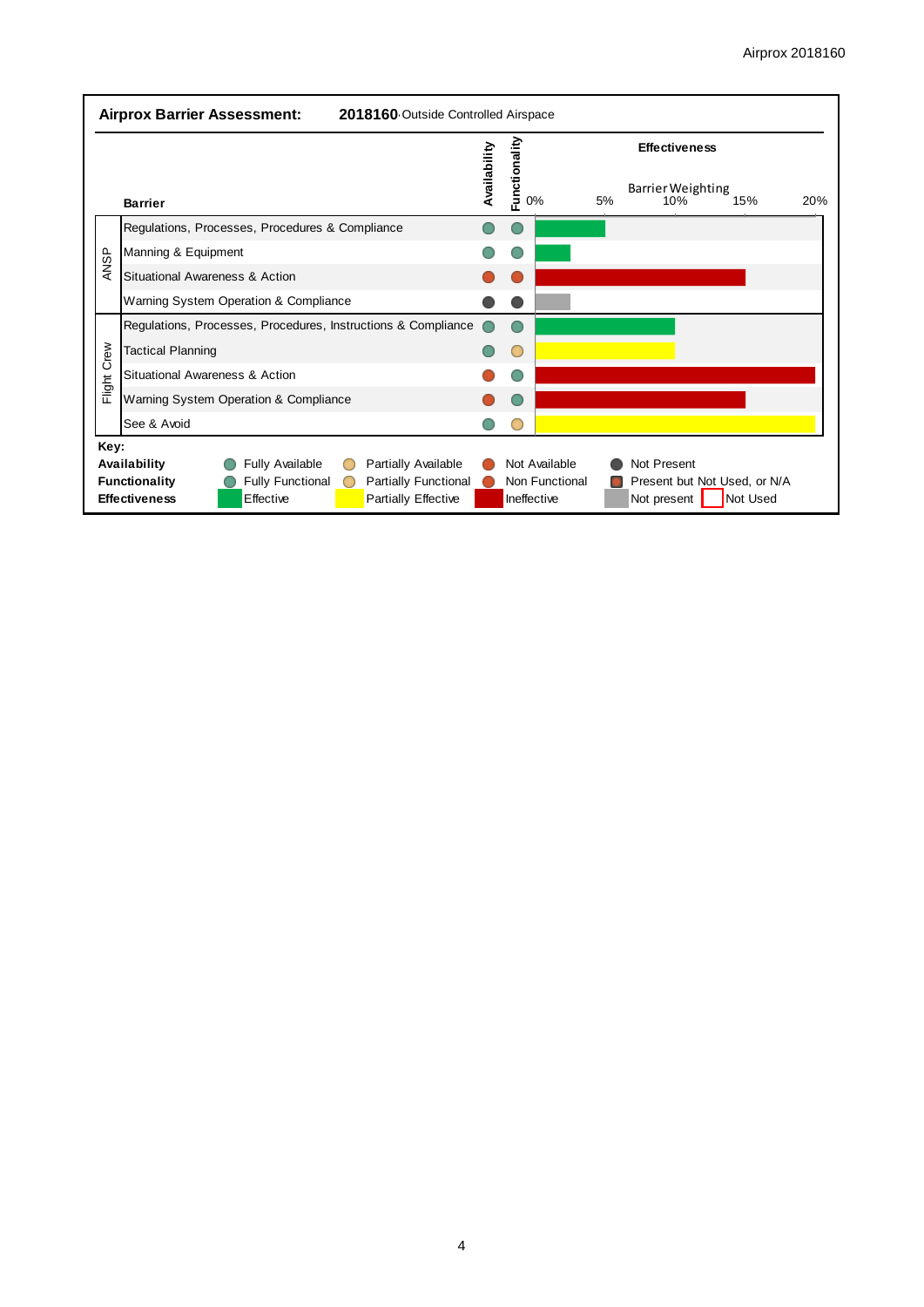**Airprox Barrier Assessment:** **2018160** Outside Controlled Airspace

Availability
Functionality
Effectiveness
Barrier Weighting
0% 5% 10% 15% 20%

**Barrier**

ANSP
Regulations, Processes, Procedures & Compliance
Manning & Equipment
Situational Awareness & Action
Warning System Operation & Compliance

Flight Crew
Regulations, Processes, Procedures, Instructions & Compliance
Tactical Planning
Situational Awareness & Action
Warning System Operation & Compliance
See & Avoid

**Key:**

**Availability** Fully Available, Partially Available, Not Available, Not Present

**Functionality** Fully Functional, Partially Functional, Non Functional, Present but Not Used, or N/A

**Effectiveness** Effective, Partially Effective, Ineffective, Not present, Not Used